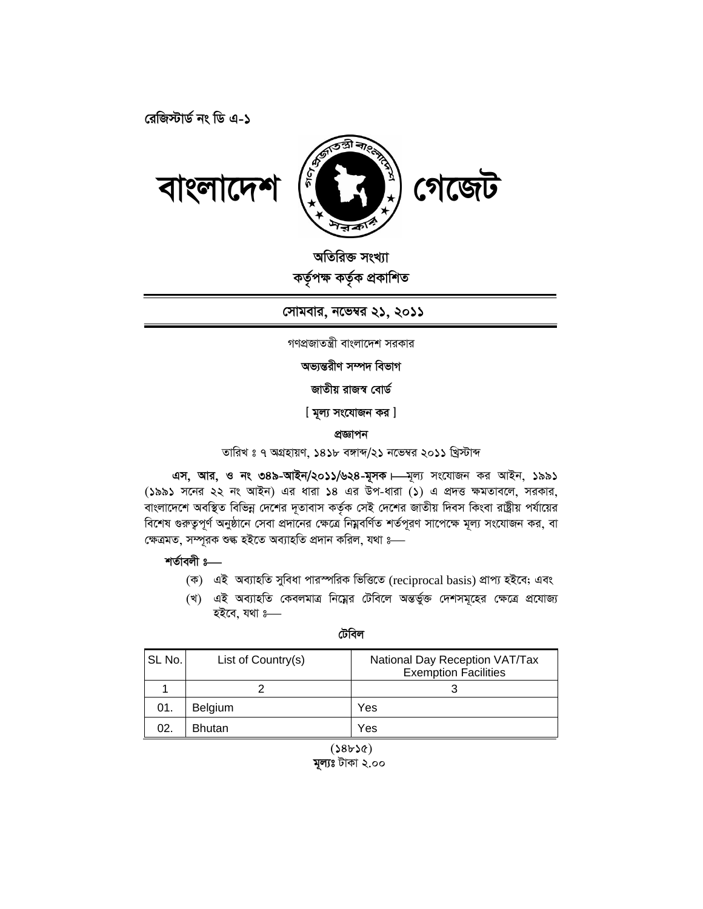রেজিস্টার্ড নং ডি এ-১

# বাংলাদেশ গেজেট

**অতিরিক্ত সংখ্যা**
**কর্তৃপক্ষ কর্তৃক প্রকাশিত**

**সোমবার, নভেম্বর ২১, ২০১১**

গণপ্রজাতন্ত্রী বাংলাদেশ সরকার

**অভ্যন্তরীণ সম্পদ বিভাগ**

**জাতীয় রাজস্ব বোর্ড**

**[ মূল্য সংযোজন কর ]**

**প্রজ্ঞাপন**

তারিখ ঃ ৭ অগ্রহায়ণ, ১৪১৮ বঙ্গাব্দ/২১ নভেম্বর ২০১১ খ্রিস্টাব্দ

**এস, আর, ও নং ৩৪৯-আইন/২০১১/৬২৪-মূসক।**—মূল্য সংযোজন কর আইন, ১৯৯১ (১৯৯১ সনের ২২ নং আইন) এর ধারা ১৪ এর উপ-ধারা (১) এ প্রদত্ত ক্ষমতাবলে, সরকার, বাংলাদেশে অবস্থিত বিভিন্ন দেশের দূতাবাস কর্তৃক সেই দেশের জাতীয় দিবস কিংবা রাষ্ট্রীয় পর্যায়ের বিশেষ গুরুত্বপূর্ণ অনুষ্ঠানে সেবা প্রদানের ক্ষেত্রে নিম্নবর্ণিত শর্তপূরণ সাপেক্ষে মূল্য সংযোজন কর, বা ক্ষেত্রমত, সম্পূরক শুল্ক হইতে অব্যাহতি প্রদান করিল, যথা ঃ—

**শর্তাবলী ঃ—**

(ক) এই অব্যাহতি সুবিধা পারস্পরিক ভিত্তিতে (reciprocal basis) প্রাপ্য হইবে; এবং

(খ) এই অব্যাহতি কেবলমাত্র নিম্নের টেবিলে অন্তর্ভুক্ত দেশসমূহের ক্ষেত্রে প্রযোজ্য হইবে, যথা ঃ—

**টেবিল**

| SL No. | List of Country(s) | National Day Reception VAT/Tax Exemption Facilities |
|---|---|---|
| 1 | 2 | 3 |
| 01. | Belgium | Yes |
| 02. | Bhutan | Yes |

(১৪৮১৫)
**মূল্যঃ** টাকা ২.০০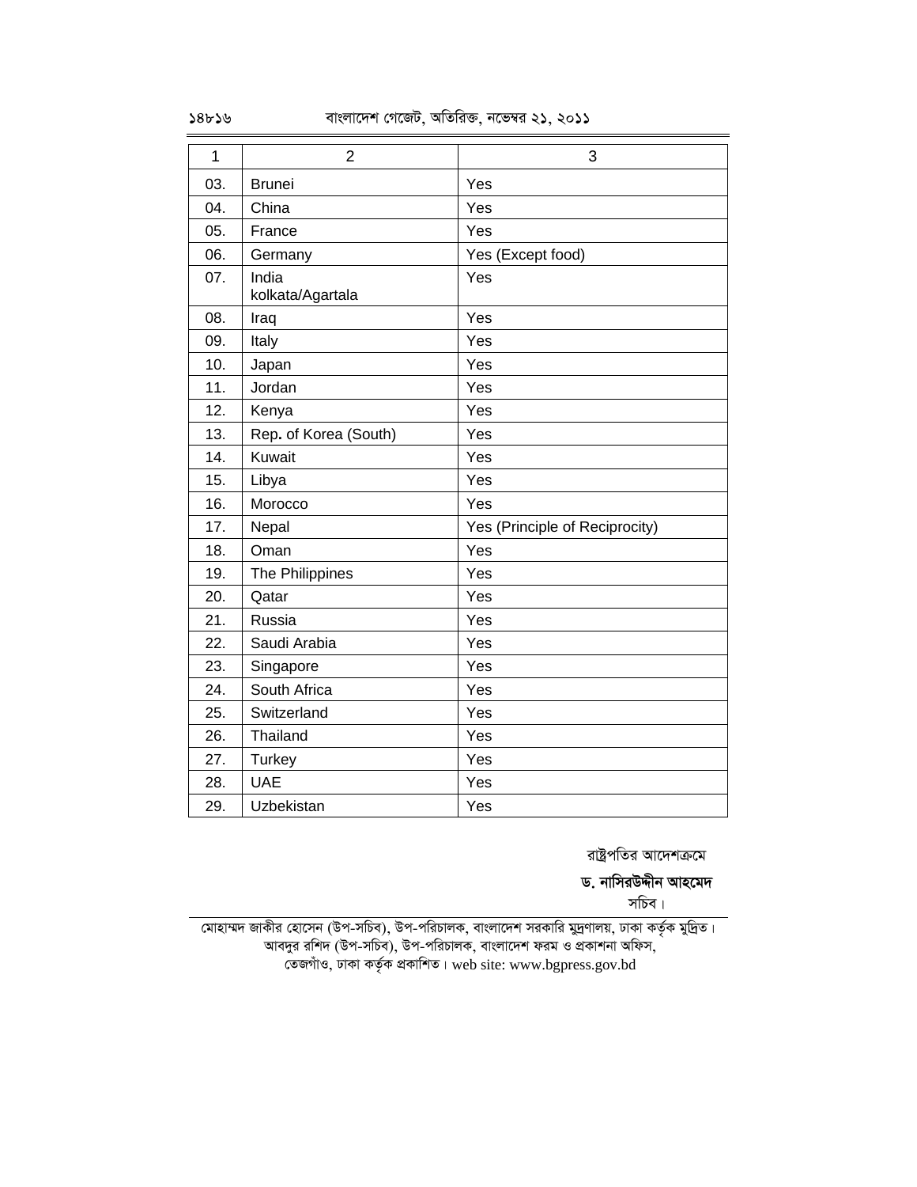| 1 | 2 | 3 |
|---|---|---|
| 03. | Brunei | Yes |
| 04. | China | Yes |
| 05. | France | Yes |
| 06. | Germany | Yes (Except food) |
| 07. | India kolkata/Agartala | Yes |
| 08. | Iraq | Yes |
| 09. | Italy | Yes |
| 10. | Japan | Yes |
| 11. | Jordan | Yes |
| 12. | Kenya | Yes |
| 13. | Rep. of Korea (South) | Yes |
| 14. | Kuwait | Yes |
| 15. | Libya | Yes |
| 16. | Morocco | Yes |
| 17. | Nepal | Yes (Principle of Reciprocity) |
| 18. | Oman | Yes |
| 19. | The Philippines | Yes |
| 20. | Qatar | Yes |
| 21. | Russia | Yes |
| 22. | Saudi Arabia | Yes |
| 23. | Singapore | Yes |
| 24. | South Africa | Yes |
| 25. | Switzerland | Yes |
| 26. | Thailand | Yes |
| 27. | Turkey | Yes |
| 28. | UAE | Yes |
| 29. | Uzbekistan | Yes |

রাষ্ট্রপতির আদেশক্রমে

**ড. নাসিরউদ্দীন আহমেদ**

সচিব।

মোহাম্মদ জাকীর হোসেন (উপ-সচিব), উপ-পরিচালক, বাংলাদেশ সরকারি মুদ্রণালয়, ঢাকা কর্তৃক মুদ্রিত।
আবদুর রশিদ (উপ-সচিব), উপ-পরিচালক, বাংলাদেশ ফরম ও প্রকাশনা অফিস,
তেজগাঁও, ঢাকা কর্তৃক প্রকাশিত। web site: www.bgpress.gov.bd